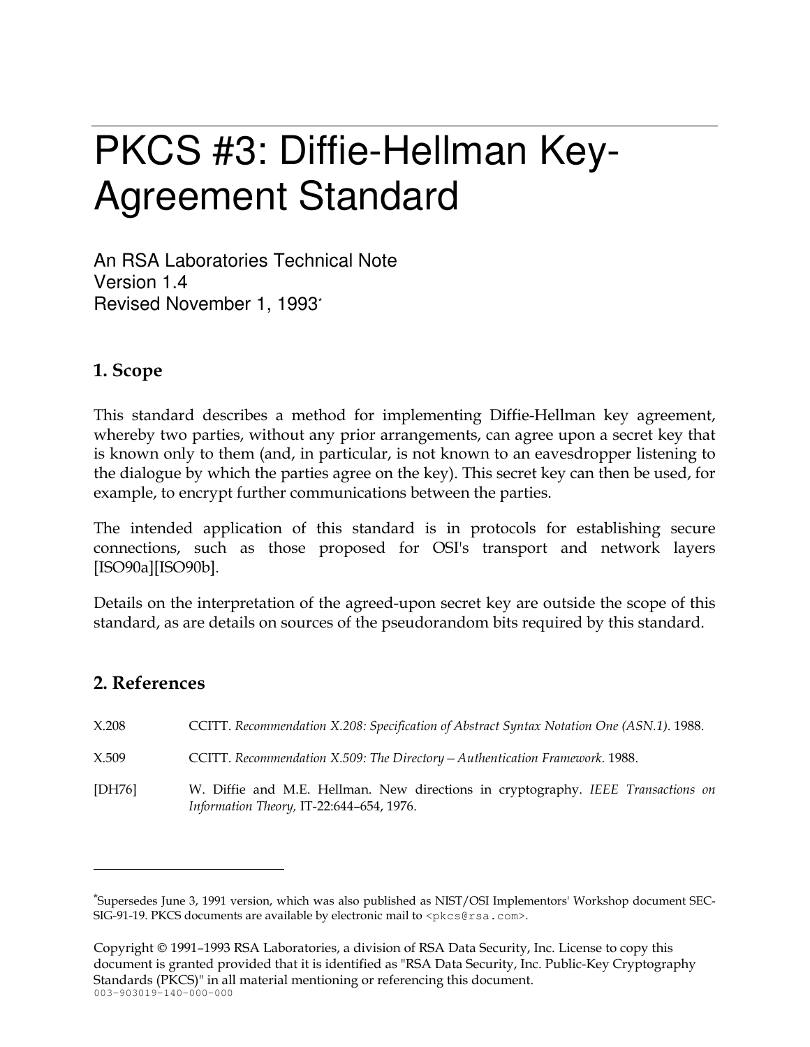# PKCS #3: Diffie-Hellman Key-Agreement Standard

An RSA Laboratories Technical Note
Version 1.4
Revised November 1, 1993*

## 1. Scope

This standard describes a method for implementing Diffie-Hellman key agreement, whereby two parties, without any prior arrangements, can agree upon a secret key that is known only to them (and, in particular, is not known to an eavesdropper listening to the dialogue by which the parties agree on the key). This secret key can then be used, for example, to encrypt further communications between the parties.

The intended application of this standard is in protocols for establishing secure connections, such as those proposed for OSI's transport and network layers [ISO90a][ISO90b].

Details on the interpretation of the agreed-upon secret key are outside the scope of this standard, as are details on sources of the pseudorandom bits required by this standard.

## 2. References

| | |
|---|---|
| X.208 | CCITT. *Recommendation X.208: Specification of Abstract Syntax Notation One (ASN.1).* 1988. |
| X.509 | CCITT. *Recommendation X.509: The Directory—Authentication Framework.* 1988. |
| [DH76] | W. Diffie and M.E. Hellman. New directions in cryptography. *IEEE Transactions on Information Theory,* IT-22:644–654, 1976. |

---

*Supersedes June 3, 1991 version, which was also published as NIST/OSI Implementors' Workshop document SEC-SIG-91-19. PKCS documents are available by electronic mail to `<pkcs@rsa.com>`.

Copyright © 1991–1993 RSA Laboratories, a division of RSA Data Security, Inc. License to copy this document is granted provided that it is identified as "RSA Data Security, Inc. Public-Key Cryptography Standards (PKCS)" in all material mentioning or referencing this document.
003-903019-140-000-000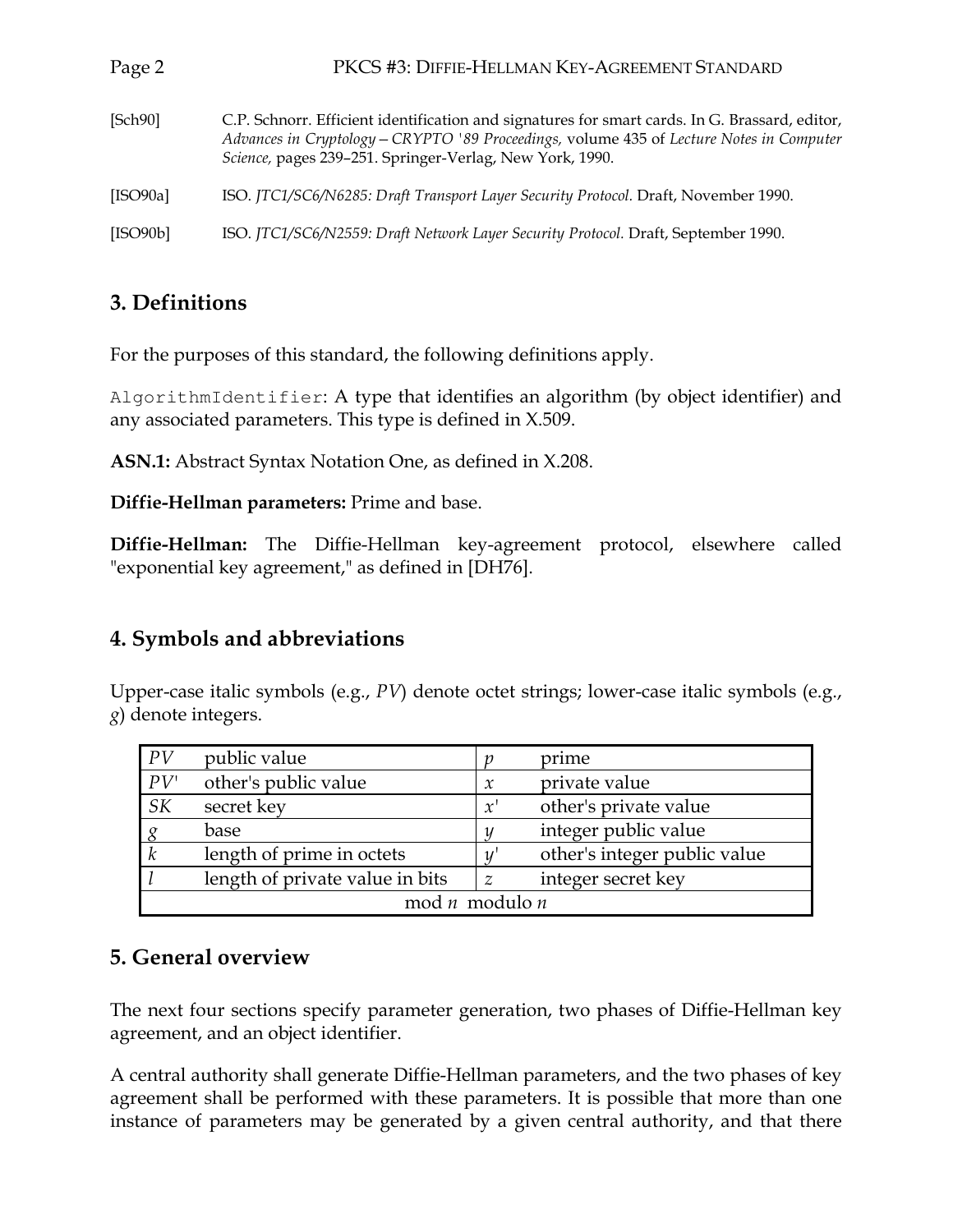[Sch90] C.P. Schnorr. Efficient identification and signatures for smart cards. In G. Brassard, editor, *Advances in Cryptology – CRYPTO '89 Proceedings,* volume 435 of *Lecture Notes in Computer Science,* pages 239–251. Springer-Verlag, New York, 1990.

[ISO90a] ISO. *JTC1/SC6/N6285: Draft Transport Layer Security Protocol.* Draft, November 1990.

[ISO90b] ISO. *JTC1/SC6/N2559: Draft Network Layer Security Protocol.* Draft, September 1990.

## 3. Definitions

For the purposes of this standard, the following definitions apply.

`AlgorithmIdentifier`: A type that identifies an algorithm (by object identifier) and any associated parameters. This type is defined in X.509.

**ASN.1:** Abstract Syntax Notation One, as defined in X.208.

**Diffie-Hellman parameters:** Prime and base.

**Diffie-Hellman:** The Diffie-Hellman key-agreement protocol, elsewhere called "exponential key agreement," as defined in [DH76].

## 4. Symbols and abbreviations

Upper-case italic symbols (e.g., *PV*) denote octet strings; lower-case italic symbols (e.g., *g*) denote integers.

| | | | |
|---|---|---|---|
| $PV$ | public value | $p$ | prime |
| $PV'$ | other's public value | $x$ | private value |
| $SK$ | secret key | $x'$ | other's private value |
| $g$ | base | $y$ | integer public value |
| $k$ | length of prime in octets | $y'$ | other's integer public value |
| $l$ | length of private value in bits | $z$ | integer secret key |
| mod $n$ | modulo $n$ | | |

## 5. General overview

The next four sections specify parameter generation, two phases of Diffie-Hellman key agreement, and an object identifier.

A central authority shall generate Diffie-Hellman parameters, and the two phases of key agreement shall be performed with these parameters. It is possible that more than one instance of parameters may be generated by a given central authority, and that there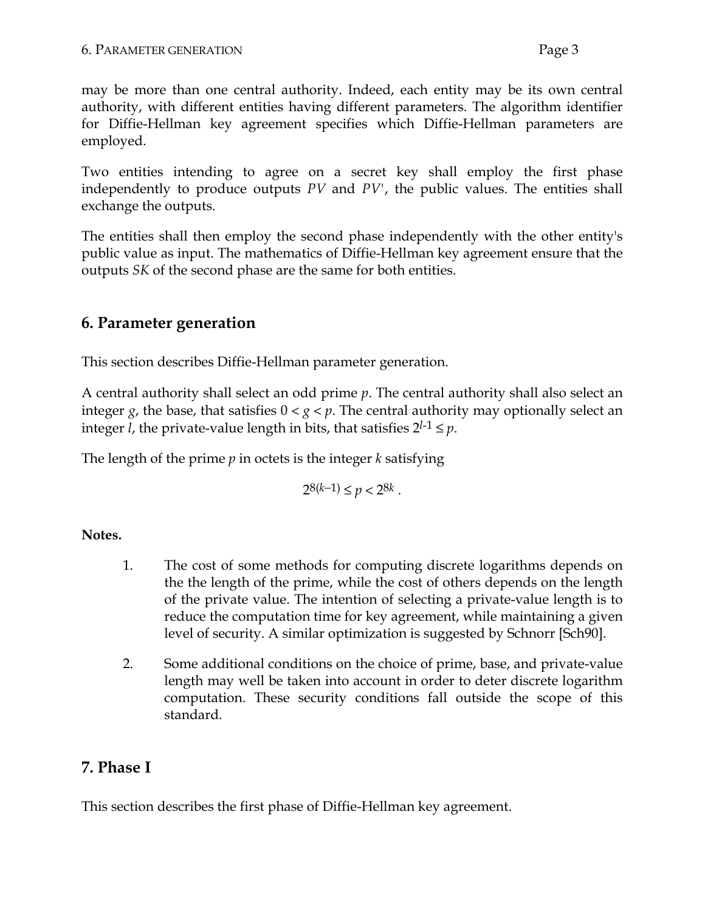may be more than one central authority. Indeed, each entity may be its own central authority, with different entities having different parameters. The algorithm identifier for Diffie-Hellman key agreement specifies which Diffie-Hellman parameters are employed.

Two entities intending to agree on a secret key shall employ the first phase independently to produce outputs $PV$ and $PV'$, the public values. The entities shall exchange the outputs.

The entities shall then employ the second phase independently with the other entity's public value as input. The mathematics of Diffie-Hellman key agreement ensure that the outputs $SK$ of the second phase are the same for both entities.

## 6. Parameter generation

This section describes Diffie-Hellman parameter generation.

A central authority shall select an odd prime $p$. The central authority shall also select an integer $g$, the base, that satisfies $0 < g < p$. The central authority may optionally select an integer $l$, the private-value length in bits, that satisfies $2^{l-1} \le p$.

The length of the prime $p$ in octets is the integer $k$ satisfying

$$2^{8(k-1)} \le p < 2^{8k} .$$

**Notes.**

1. The cost of some methods for computing discrete logarithms depends on the the length of the prime, while the cost of others depends on the length of the private value. The intention of selecting a private-value length is to reduce the computation time for key agreement, while maintaining a given level of security. A similar optimization is suggested by Schnorr [Sch90].

2. Some additional conditions on the choice of prime, base, and private-value length may well be taken into account in order to deter discrete logarithm computation. These security conditions fall outside the scope of this standard.

## 7. Phase I

This section describes the first phase of Diffie-Hellman key agreement.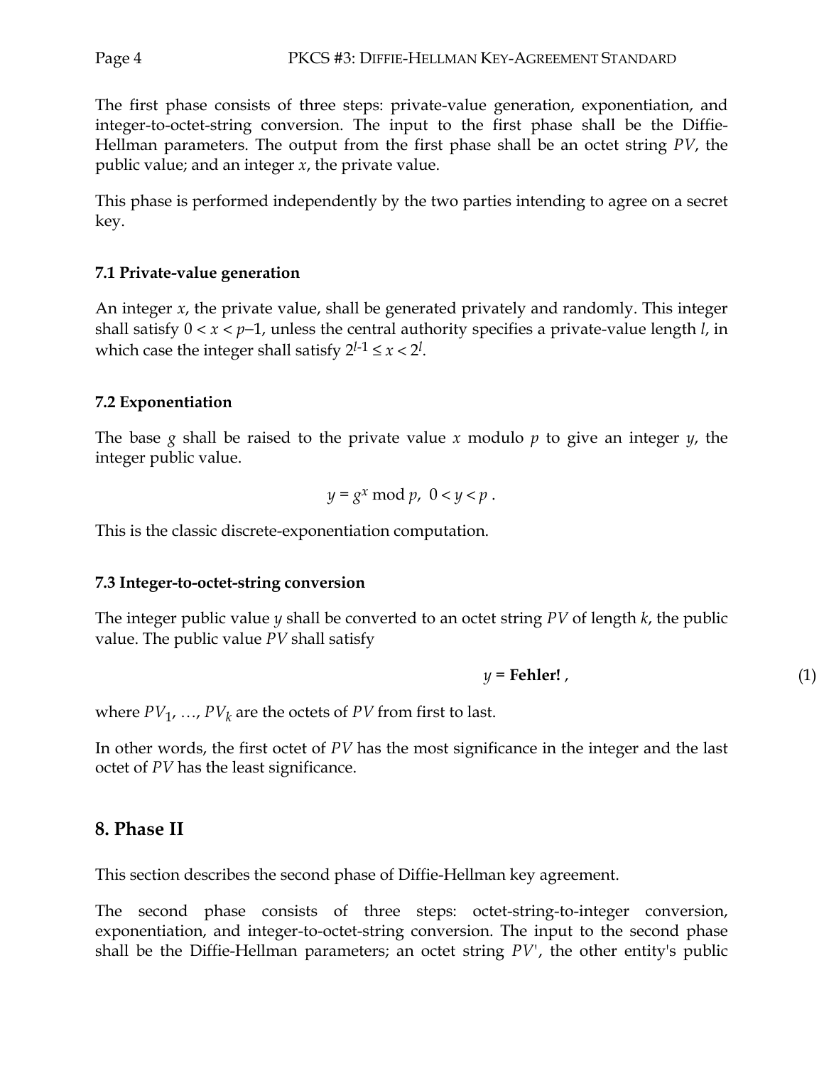The first phase consists of three steps: private-value generation, exponentiation, and integer-to-octet-string conversion. The input to the first phase shall be the Diffie-Hellman parameters. The output from the first phase shall be an octet string $PV$, the public value; and an integer $x$, the private value.

This phase is performed independently by the two parties intending to agree on a secret key.

### 7.1 Private-value generation

An integer $x$, the private value, shall be generated privately and randomly. This integer shall satisfy $0 < x < p-1$, unless the central authority specifies a private-value length $l$, in which case the integer shall satisfy $2^{l-1} \leq x < 2^l$.

### 7.2 Exponentiation

The base $g$ shall be raised to the private value $x$ modulo $p$ to give an integer $y$, the integer public value.

$$y = g^x \bmod p, \ 0 < y < p .$$

This is the classic discrete-exponentiation computation.

### 7.3 Integer-to-octet-string conversion

The integer public value $y$ shall be converted to an octet string $PV$ of length $k$, the public value. The public value $PV$ shall satisfy

$$y = \textbf{Fehler!} \, , \tag{1}$$

where $PV_1, \ldots, PV_k$ are the octets of $PV$ from first to last.

In other words, the first octet of $PV$ has the most significance in the integer and the last octet of $PV$ has the least significance.

## 8. Phase II

This section describes the second phase of Diffie-Hellman key agreement.

The second phase consists of three steps: octet-string-to-integer conversion, exponentiation, and integer-to-octet-string conversion. The input to the second phase shall be the Diffie-Hellman parameters; an octet string $PV'$, the other entity's public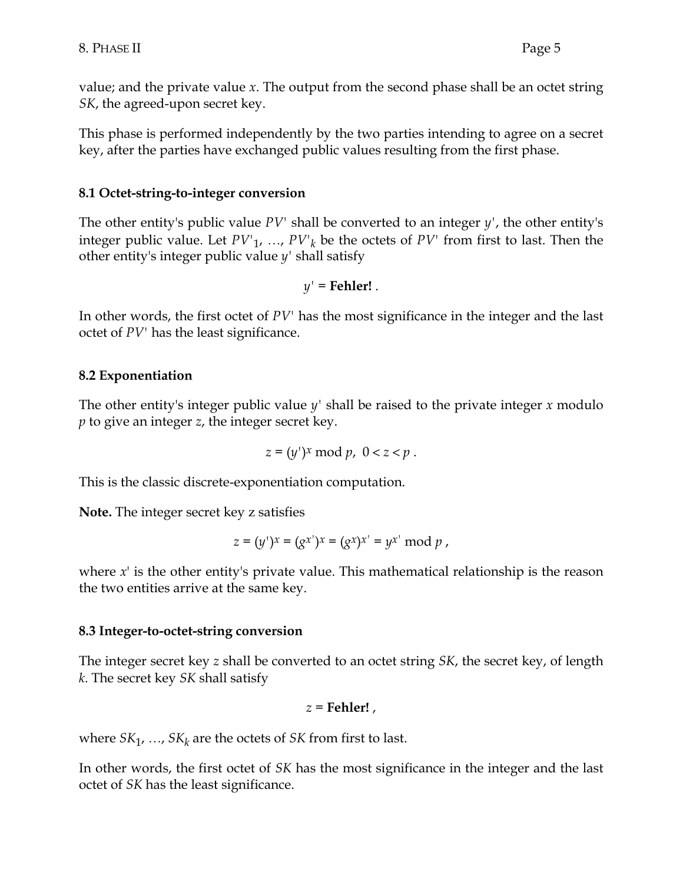value; and the private value $x$. The output from the second phase shall be an octet string *SK*, the agreed-upon secret key.

This phase is performed independently by the two parties intending to agree on a secret key, after the parties have exchanged public values resulting from the first phase.

### 8.1 Octet-string-to-integer conversion

The other entity's public value $PV'$ shall be converted to an integer $y'$, the other entity's integer public value. Let $PV'_1, \ldots, PV'_k$ be the octets of $PV'$ from first to last. Then the other entity's integer public value $y'$ shall satisfy

$$y' = \textbf{Fehler!}\ .$$

In other words, the first octet of $PV'$ has the most significance in the integer and the last octet of $PV'$ has the least significance.

### 8.2 Exponentiation

The other entity's integer public value $y'$ shall be raised to the private integer $x$ modulo $p$ to give an integer $z$, the integer secret key.

$$z = (y')^x \bmod p,\ \ 0 < z < p\ .$$

This is the classic discrete-exponentiation computation.

**Note.** The integer secret key z satisfies

$$z = (y')^x = (g^{x'})^x = (g^x)^{x'} = y^{x'} \bmod p\ ,$$

where $x'$ is the other entity's private value. This mathematical relationship is the reason the two entities arrive at the same key.

### 8.3 Integer-to-octet-string conversion

The integer secret key $z$ shall be converted to an octet string *SK*, the secret key, of length $k$. The secret key *SK* shall satisfy

$$z = \textbf{Fehler!}\ ,$$

where $SK_1, \ldots, SK_k$ are the octets of *SK* from first to last.

In other words, the first octet of *SK* has the most significance in the integer and the last octet of *SK* has the least significance.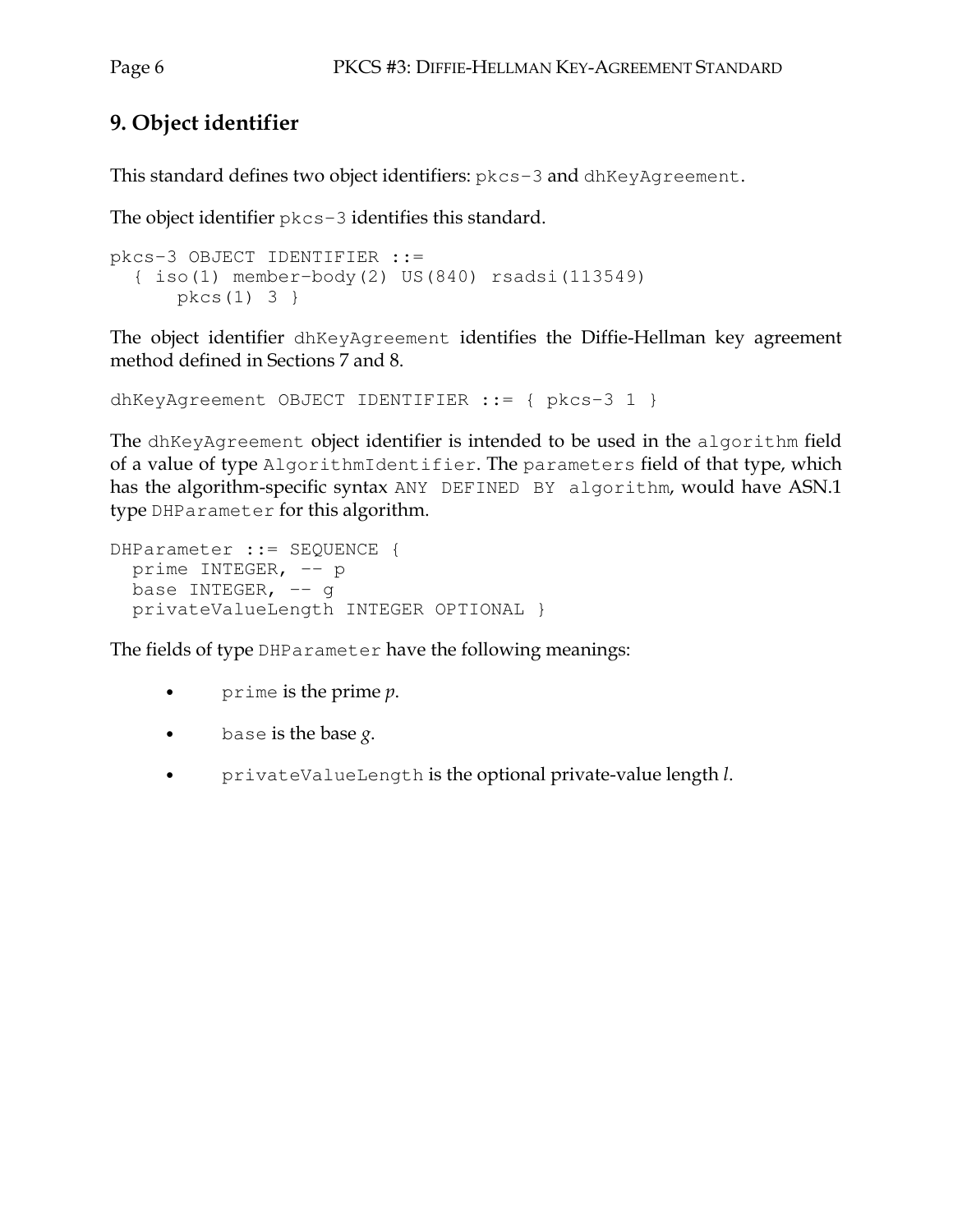## 9. Object identifier

This standard defines two object identifiers: `pkcs-3` and `dhKeyAgreement`.

The object identifier `pkcs-3` identifies this standard.

```
pkcs-3 OBJECT IDENTIFIER ::=
  { iso(1) member-body(2) US(840) rsadsi(113549)
      pkcs(1) 3 }
```

The object identifier `dhKeyAgreement` identifies the Diffie-Hellman key agreement method defined in Sections 7 and 8.

```
dhKeyAgreement OBJECT IDENTIFIER ::= { pkcs-3 1 }
```

The `dhKeyAgreement` object identifier is intended to be used in the `algorithm` field of a value of type `AlgorithmIdentifier`. The `parameters` field of that type, which has the algorithm-specific syntax `ANY DEFINED BY algorithm`, would have ASN.1 type `DHParameter` for this algorithm.

```
DHParameter ::= SEQUENCE {
  prime INTEGER, -- p
  base INTEGER, -- g
  privateValueLength INTEGER OPTIONAL }
```

The fields of type `DHParameter` have the following meanings:

- `prime` is the prime $p$.
- `base` is the base $g$.
- `privateValueLength` is the optional private-value length $l$.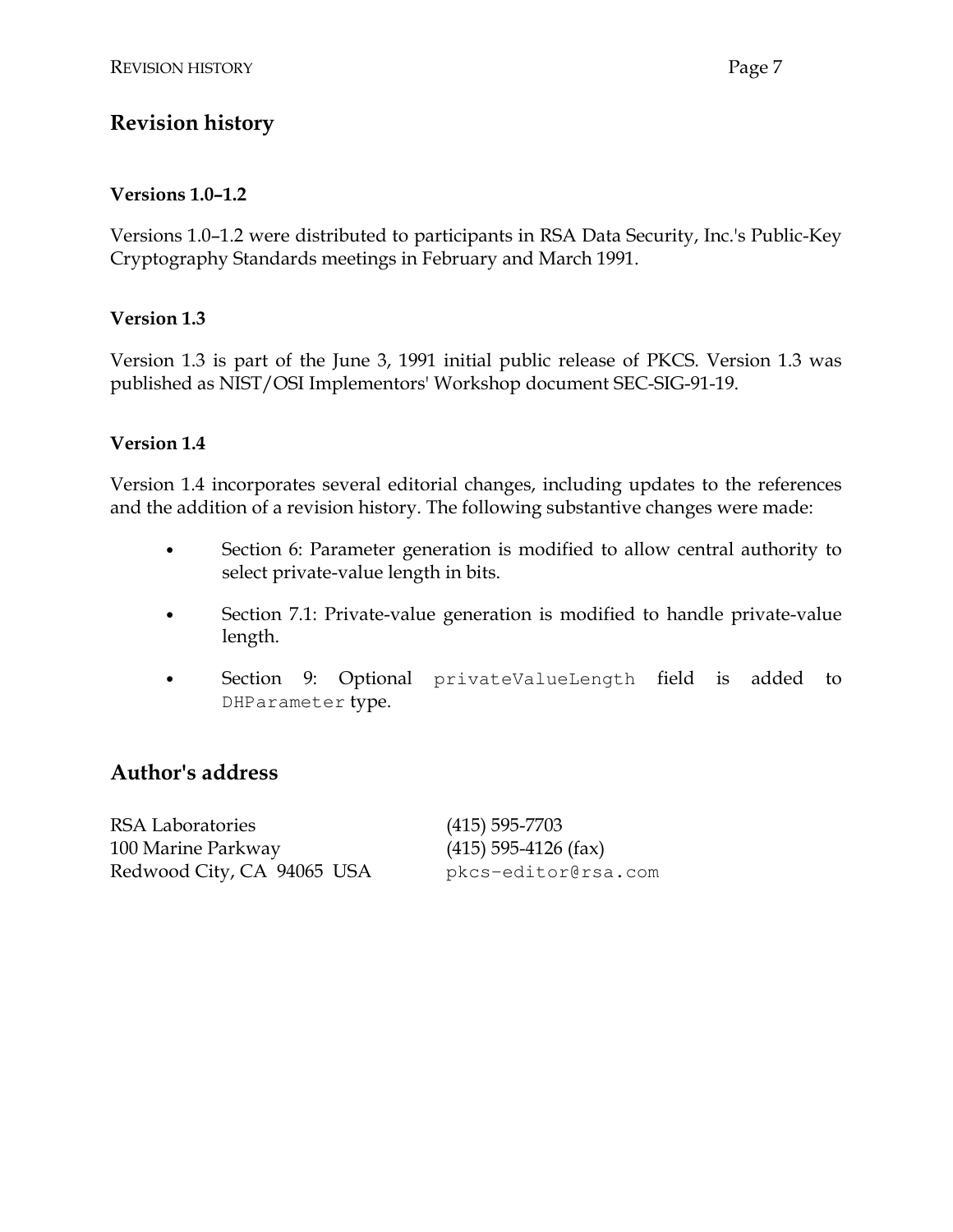## Revision history

### Versions 1.0–1.2

Versions 1.0–1.2 were distributed to participants in RSA Data Security, Inc.'s Public-Key Cryptography Standards meetings in February and March 1991.

### Version 1.3

Version 1.3 is part of the June 3, 1991 initial public release of PKCS. Version 1.3 was published as NIST/OSI Implementors' Workshop document SEC-SIG-91-19.

### Version 1.4

Version 1.4 incorporates several editorial changes, including updates to the references and the addition of a revision history. The following substantive changes were made:

- Section 6: Parameter generation is modified to allow central authority to select private-value length in bits.
- Section 7.1: Private-value generation is modified to handle private-value length.
- Section 9: Optional `privateValueLength` field is added to `DHParameter` type.

## Author's address

| | |
|---|---|
| RSA Laboratories | (415) 595-7703 |
| 100 Marine Parkway | (415) 595-4126 (fax) |
| Redwood City, CA 94065 USA | `pkcs-editor@rsa.com` |